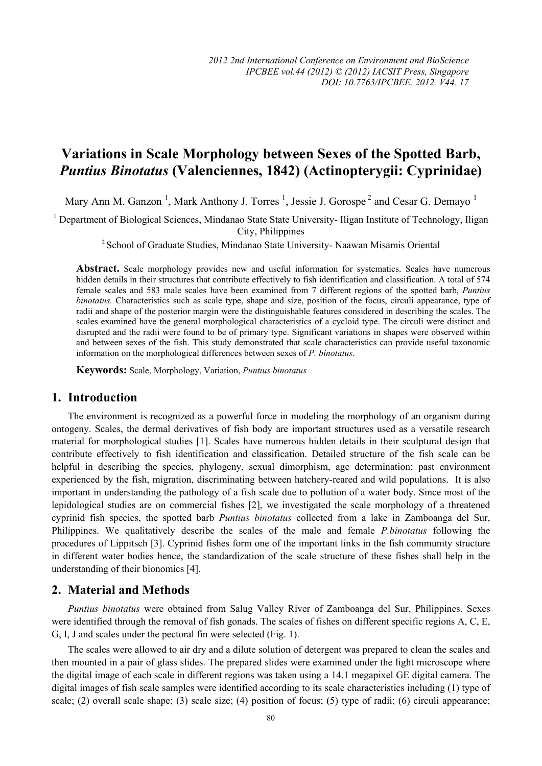# Variations in Scale Morphology between Sexes of the Spotted Barb, *Puntius Binotatus* (Valenciennes, 1842) (Actinopterygii: Cyprinidae)

Mary Ann M. Ganzon [1], Mark Anthony J. Torres [1], Jessie J. Gorospe [2] and Cesar G. Demayo [1]

[1] Department of Biological Sciences, Mindanao State State University- Iligan Institute of Technology, Iligan City, Philippines

[2] School of Graduate Studies, Mindanao State University- Naawan Misamis Oriental

**Abstract.** Scale morphology provides new and useful information for systematics. Scales have numerous hidden details in their structures that contribute effectively to fish identification and classification. A total of 574 female scales and 583 male scales have been examined from 7 different regions of the spotted barb, *Puntius binotatus.* Characteristics such as scale type, shape and size, position of the focus, circuli appearance, type of radii and shape of the posterior margin were the distinguishable features considered in describing the scales. The scales examined have the general morphological characteristics of a cycloid type. The circuli were distinct and disrupted and the radii were found to be of primary type. Significant variations in shapes were observed within and between sexes of the fish. This study demonstrated that scale characteristics can provide useful taxonomic information on the morphological differences between sexes of *P. binotatus*.

**Keywords:** Scale, Morphology, Variation, *Puntius binotatus*

## 1. Introduction

The environment is recognized as a powerful force in modeling the morphology of an organism during ontogeny. Scales, the dermal derivatives of fish body are important structures used as a versatile research material for morphological studies [1]. Scales have numerous hidden details in their sculptural design that contribute effectively to fish identification and classification. Detailed structure of the fish scale can be helpful in describing the species, phylogeny, sexual dimorphism, age determination; past environment experienced by the fish, migration, discriminating between hatchery-reared and wild populations. It is also important in understanding the pathology of a fish scale due to pollution of a water body. Since most of the lepidological studies are on commercial fishes [2], we investigated the scale morphology of a threatened cyprinid fish species, the spotted barb *Puntius binotatus* collected from a lake in Zamboanga del Sur, Philippines. We qualitatively describe the scales of the male and female *P.binotatus* following the procedures of Lippitsch [3]. Cyprinid fishes form one of the important links in the fish community structure in different water bodies hence, the standardization of the scale structure of these fishes shall help in the understanding of their bionomics [4].

## 2. Material and Methods

*Puntius binotatus* were obtained from Salug Valley River of Zamboanga del Sur, Philippines. Sexes were identified through the removal of fish gonads. The scales of fishes on different specific regions A, C, E, G, I, J and scales under the pectoral fin were selected (Fig. 1).

The scales were allowed to air dry and a dilute solution of detergent was prepared to clean the scales and then mounted in a pair of glass slides. The prepared slides were examined under the light microscope where the digital image of each scale in different regions was taken using a 14.1 megapixel GE digital camera. The digital images of fish scale samples were identified according to its scale characteristics including (1) type of scale; (2) overall scale shape; (3) scale size; (4) position of focus; (5) type of radii; (6) circuli appearance;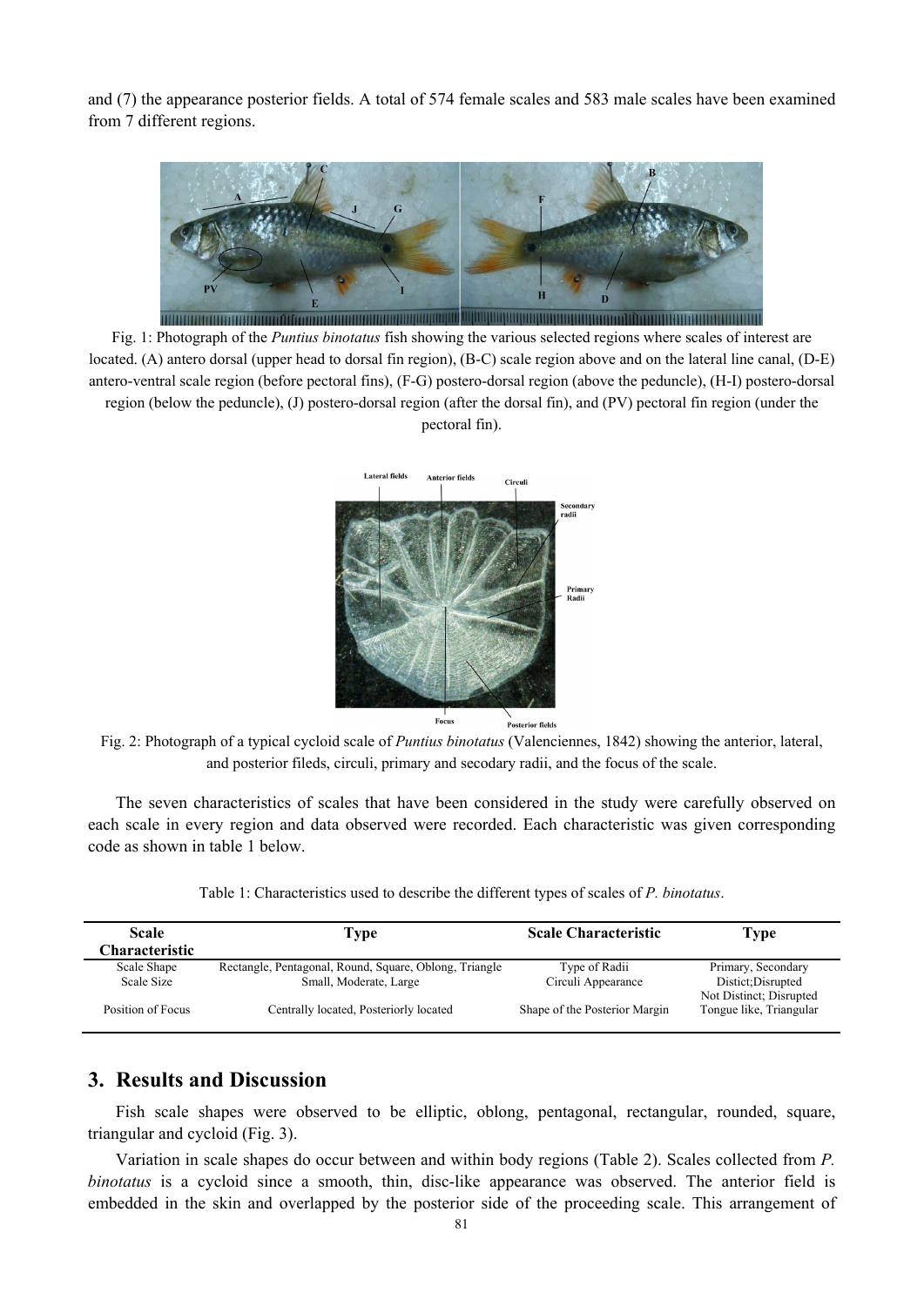and (7) the appearance posterior fields. A total of 574 female scales and 583 male scales have been examined from 7 different regions.

Fig. 1: Photograph of the *Puntius binotatus* fish showing the various selected regions where scales of interest are located. (A) antero dorsal (upper head to dorsal fin region), (B-C) scale region above and on the lateral line canal, (D-E) antero-ventral scale region (before pectoral fins), (F-G) postero-dorsal region (above the peduncle), (H-I) postero-dorsal region (below the peduncle), (J) postero-dorsal region (after the dorsal fin), and (PV) pectoral fin region (under the pectoral fin).

Fig. 2: Photograph of a typical cycloid scale of *Puntius binotatus* (Valenciennes, 1842) showing the anterior, lateral, and posterior fileds, circuli, primary and secodary radii, and the focus of the scale.

The seven characteristics of scales that have been considered in the study were carefully observed on each scale in every region and data observed were recorded. Each characteristic was given corresponding code as shown in table 1 below.

Table 1: Characteristics used to describe the different types of scales of *P. binotatus*.

| Scale Characteristic | Type | Scale Characteristic | Type |
|---|---|---|---|
| Scale Shape | Rectangle, Pentagonal, Round, Square, Oblong, Triangle | Type of Radii | Primary, Secondary |
| Scale Size | Small, Moderate, Large | Circuli Appearance | Distict;Disrupted Not Distinct; Disrupted |
| Position of Focus | Centrally located, Posteriorly located | Shape of the Posterior Margin | Tongue like, Triangular |

## 3. Results and Discussion

Fish scale shapes were observed to be elliptic, oblong, pentagonal, rectangular, rounded, square, triangular and cycloid (Fig. 3).

Variation in scale shapes do occur between and within body regions (Table 2). Scales collected from *P. binotatus* is a cycloid since a smooth, thin, disc-like appearance was observed. The anterior field is embedded in the skin and overlapped by the posterior side of the proceeding scale. This arrangement of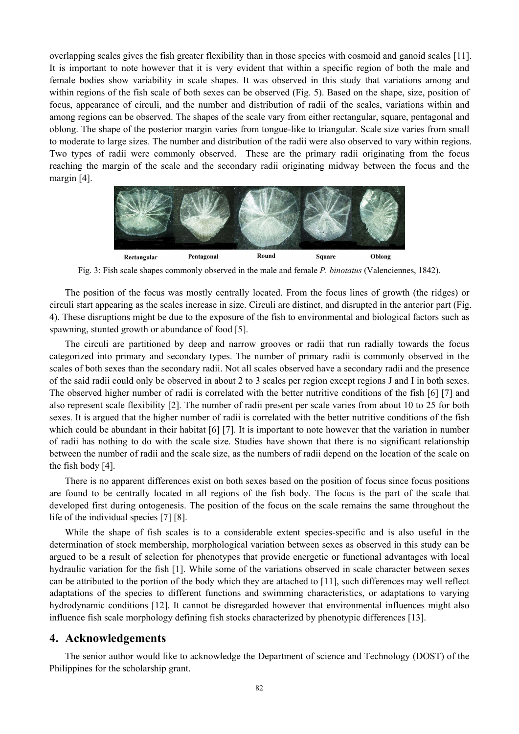overlapping scales gives the fish greater flexibility than in those species with cosmoid and ganoid scales [11]. It is important to note however that it is very evident that within a specific region of both the male and female bodies show variability in scale shapes. It was observed in this study that variations among and within regions of the fish scale of both sexes can be observed (Fig. 5). Based on the shape, size, position of focus, appearance of circuli, and the number and distribution of radii of the scales, variations within and among regions can be observed. The shapes of the scale vary from either rectangular, square, pentagonal and oblong. The shape of the posterior margin varies from tongue-like to triangular. Scale size varies from small to moderate to large sizes. The number and distribution of the radii were also observed to vary within regions. Two types of radii were commonly observed. These are the primary radii originating from the focus reaching the margin of the scale and the secondary radii originating midway between the focus and the margin [4].

Rectangular Pentagonal Round Square Oblong

Fig. 3: Fish scale shapes commonly observed in the male and female *P. binotatus* (Valenciennes, 1842).

The position of the focus was mostly centrally located. From the focus lines of growth (the ridges) or circuli start appearing as the scales increase in size. Circuli are distinct, and disrupted in the anterior part (Fig. 4). These disruptions might be due to the exposure of the fish to environmental and biological factors such as spawning, stunted growth or abundance of food [5].

The circuli are partitioned by deep and narrow grooves or radii that run radially towards the focus categorized into primary and secondary types. The number of primary radii is commonly observed in the scales of both sexes than the secondary radii. Not all scales observed have a secondary radii and the presence of the said radii could only be observed in about 2 to 3 scales per region except regions J and I in both sexes. The observed higher number of radii is correlated with the better nutritive conditions of the fish [6] [7] and also represent scale flexibility [2]. The number of radii present per scale varies from about 10 to 25 for both sexes. It is argued that the higher number of radii is correlated with the better nutritive conditions of the fish which could be abundant in their habitat [6] [7]. It is important to note however that the variation in number of radii has nothing to do with the scale size. Studies have shown that there is no significant relationship between the number of radii and the scale size, as the numbers of radii depend on the location of the scale on the fish body [4].

There is no apparent differences exist on both sexes based on the position of focus since focus positions are found to be centrally located in all regions of the fish body. The focus is the part of the scale that developed first during ontogenesis. The position of the focus on the scale remains the same throughout the life of the individual species [7] [8].

While the shape of fish scales is to a considerable extent species-specific and is also useful in the determination of stock membership, morphological variation between sexes as observed in this study can be argued to be a result of selection for phenotypes that provide energetic or functional advantages with local hydraulic variation for the fish [1]. While some of the variations observed in scale character between sexes can be attributed to the portion of the body which they are attached to [11], such differences may well reflect adaptations of the species to different functions and swimming characteristics, or adaptations to varying hydrodynamic conditions [12]. It cannot be disregarded however that environmental influences might also influence fish scale morphology defining fish stocks characterized by phenotypic differences [13].

## 4. Acknowledgements

The senior author would like to acknowledge the Department of science and Technology (DOST) of the Philippines for the scholarship grant.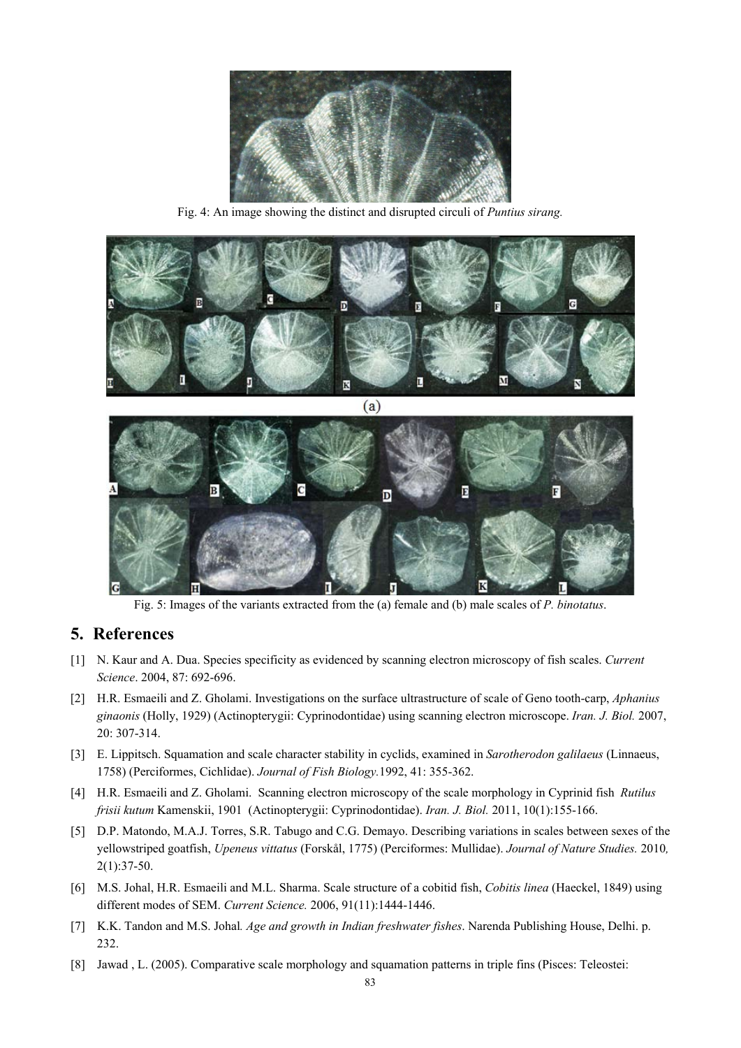Fig. 4: An image showing the distinct and disrupted circuli of *Puntius sirang.*

(a)

Fig. 5: Images of the variants extracted from the (a) female and (b) male scales of *P. binotatus*.

## 5. References

[1] N. Kaur and A. Dua. Species specificity as evidenced by scanning electron microscopy of fish scales. *Current Science*. 2004, 87: 692-696.

[2] H.R. Esmaeili and Z. Gholami. Investigations on the surface ultrastructure of scale of Geno tooth-carp, *Aphanius ginaonis* (Holly, 1929) (Actinopterygii: Cyprinodontidae) using scanning electron microscope. *Iran. J. Biol.* 2007, 20: 307-314.

[3] E. Lippitsch. Squamation and scale character stability in cyclids, examined in *Sarotherodon galilaeus* (Linnaeus, 1758) (Perciformes, Cichlidae). *Journal of Fish Biology.*1992, 41: 355-362.

[4] H.R. Esmaeili and Z. Gholami. Scanning electron microscopy of the scale morphology in Cyprinid fish *Rutilus frisii kutum* Kamenskii, 1901 (Actinopterygii: Cyprinodontidae). *Iran. J. Biol.* 2011, 10(1):155-166.

[5] D.P. Matondo, M.A.J. Torres, S.R. Tabugo and C.G. Demayo. Describing variations in scales between sexes of the yellowstriped goatfish, *Upeneus vittatus* (Forskål, 1775) (Perciformes: Mullidae). *Journal of Nature Studies.* 2010*,* 2(1):37-50.

[6] M.S. Johal, H.R. Esmaeili and M.L. Sharma. Scale structure of a cobitid fish, *Cobitis linea* (Haeckel, 1849) using different modes of SEM. *Current Science.* 2006, 91(11):1444-1446.

[7] K.K. Tandon and M.S. Johal*. Age and growth in Indian freshwater fishes*. Narenda Publishing House, Delhi. p. 232.

[8] Jawad , L. (2005). Comparative scale morphology and squamation patterns in triple fins (Pisces: Teleostei: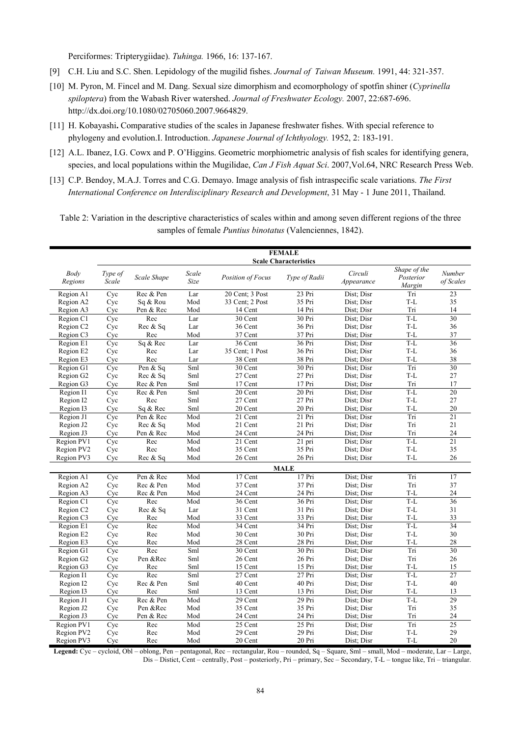Perciformes: Tripterygiidae). *Tuhinga.* 1966, 16: 137-167.

[9] C.H. Liu and S.C. Shen. Lepidology of the mugilid fishes. *Journal of Taiwan Museum.* 1991, 44: 321-357.

[10] M. Pyron, M. Fincel and M. Dang. Sexual size dimorphism and ecomorphology of spotfin shiner (*Cyprinella spiloptera*) from the Wabash River watershed. *Journal of Freshwater Ecology.* 2007, 22:687-696. http://dx.doi.org/10.1080/02705060.2007.9664829.

[11] H. Kobayashi**.** Comparative studies of the scales in Japanese freshwater fishes. With special reference to phylogeny and evolution.I. Introduction. *Japanese Journal of Ichthyology.* 1952, 2: 183-191.

[12] A.L. Ibanez, I.G. Cowx and P. O'Higgins. Geometric morphiometric analysis of fish scales for identifying genera, species, and local populations within the Mugilidae, *Can J Fish Aquat Sci*. 2007,Vol.64, NRC Research Press Web.

[13] C.P. Bendoy, M.A.J. Torres and C.G. Demayo. Image analysis of fish intraspecific scale variations. *The First International Conference on Interdisciplinary Research and Development*, 31 May - 1 June 2011, Thailand.

Table 2: Variation in the descriptive characteristics of scales within and among seven different regions of the three samples of female *Puntius binotatus* (Valenciennes, 1842).

| *Body Regions* | **FEMALE** **Scale Characteristics** *Type of Scale* | *Scale Shape* | *Scale Size* | *Position of Focus* | *Type of Radii* | *Circuli Appearance* | *Shape of the Posterior Margin* | *Number of Scales* |
|---|---|---|---|---|---|---|---|---|
| Region A1 | Cyc | Rec & Pen | Lar | 20 Cent; 3 Post | 23 Pri | Dist; Disr | Tri | 23 |
| Region A2 | Cyc | Sq & Rou | Mod | 33 Cent; 2 Post | 35 Pri | Dist; Disr | T-L | 35 |
| Region A3 | Cyc | Pen & Rec | Mod | 14 Cent | 14 Pri | Dist; Disr | Tri | 14 |
| Region C1 | Cyc | Rec | Lar | 30 Cent | 30 Pri | Dist; Disr | T-L | 30 |
| Region C2 | Cyc | Rec & Sq | Lar | 36 Cent | 36 Pri | Dist; Disr | T-L | 36 |
| Region C3 | Cyc | Rec | Mod | 37 Cent | 37 Pri | Dist; Disr | T-L | 37 |
| Region E1 | Cyc | Sq & Rec | Lar | 36 Cent | 36 Pri | Dist; Disr | T-L | 36 |
| Region E2 | Cyc | Rec | Lar | 35 Cent; 1 Post | 36 Pri | Dist; Disr | T-L | 36 |
| Region E3 | Cyc | Rec | Lar | 38 Cent | 38 Pri | Dist; Disr | T-L | 38 |
| Region G1 | Cyc | Pen & Sq | Sml | 30 Cent | 30 Pri | Dist; Disr | Tri | 30 |
| Region G2 | Cyc | Rec & Sq | Sml | 27 Cent | 27 Pri | Dist; Disr | T-L | 27 |
| Region G3 | Cyc | Rec & Pen | Sml | 17 Cent | 17 Pri | Dist; Disr | Tri | 17 |
| Region I1 | Cyc | Rec & Pen | Sml | 20 Cent | 20 Pri | Dist; Disr | T-L | 20 |
| Region I2 | Cyc | Rec | Sml | 27 Cent | 27 Pri | Dist; Disr | T-L | 27 |
| Region I3 | Cyc | Sq & Rec | Sml | 20 Cent | 20 Pri | Dist; Disr | T-L | 20 |
| Region J1 | Cyc | Pen & Rec | Mod | 21 Cent | 21 Pri | Dist; Disr | Tri | 21 |
| Region J2 | Cyc | Rec & Sq | Mod | 21 Cent | 21 Pri | Dist; Disr | Tri | 21 |
| Region J3 | Cyc | Pen & Rec | Mod | 24 Cent | 24 Pri | Dist; Disr | Tri | 24 |
| Region PV1 | Cyc | Rec | Mod | 21 Cent | 21 pri | Dist; Disr | T-L | 21 |
| Region PV2 | Cyc | Rec | Mod | 35 Cent | 35 Pri | Dist; Disr | T-L | 35 |
| Region PV3 | Cyc | Rec & Sq | Mod | 26 Cent | 26 Pri | Dist; Disr | T-L | 26 |
| | | | | **MALE** | | | | |
| Region A1 | Cyc | Pen & Rec | Mod | 17 Cent | 17 Pri | Dist; Disr | Tri | 17 |
| Region A2 | Cyc | Rec & Pen | Mod | 37 Cent | 37 Pri | Dist; Disr | Tri | 37 |
| Region A3 | Cyc | Rec & Pen | Mod | 24 Cent | 24 Pri | Dist; Disr | T-L | 24 |
| Region C1 | Cyc | Rec | Mod | 36 Cent | 36 Pri | Dist; Disr | T-L | 36 |
| Region C2 | Cyc | Rec & Sq | Lar | 31 Cent | 31 Pri | Dist; Disr | T-L | 31 |
| Region C3 | Cyc | Rec | Mod | 33 Cent | 33 Pri | Dist; Disr | T-L | 33 |
| Region E1 | Cyc | Rec | Mod | 34 Cent | 34 Pri | Dist; Disr | T-L | 34 |
| Region E2 | Cyc | Rec | Mod | 30 Cent | 30 Pri | Dist; Disr | T-L | 30 |
| Region E3 | Cyc | Rec | Mod | 28 Cent | 28 Pri | Dist; Disr | T-L | 28 |
| Region G1 | Cyc | Rec | Sml | 30 Cent | 30 Pri | Dist; Disr | Tri | 30 |
| Region G2 | Cyc | Pen &Rec | Sml | 26 Cent | 26 Pri | Dist; Disr | Tri | 26 |
| Region G3 | Cyc | Rec | Sml | 15 Cent | 15 Pri | Dist; Disr | T-L | 15 |
| Region I1 | Cyc | Rec | Sml | 27 Cent | 27 Pri | Dist; Disr | T-L | 27 |
| Region I2 | Cyc | Rec & Pen | Sml | 40 Cent | 40 Pri | Dist; Disr | T-L | 40 |
| Region I3 | Cyc | Rec | Sml | 13 Cent | 13 Pri | Dist; Disr | T-L | 13 |
| Region J1 | Cyc | Rec & Pen | Mod | 29 Cent | 29 Pri | Dist; Disr | T-L | 29 |
| Region J2 | Cyc | Pen &Rec | Mod | 35 Cent | 35 Pri | Dist; Disr | Tri | 35 |
| Region J3 | Cyc | Pen & Rec | Mod | 24 Cent | 24 Pri | Dist; Disr | Tri | 24 |
| Region PV1 | Cyc | Rec | Mod | 25 Cent | 25 Pri | Dist; Disr | Tri | 25 |
| Region PV2 | Cyc | Rec | Mod | 29 Cent | 29 Pri | Dist; Disr | T-L | 29 |
| Region PV3 | Cyc | Rec | Mod | 20 Cent | 20 Pri | Dist; Disr | T-L | 20 |

**Legend:** Cyc – cycloid, Obl – oblong, Pen – pentagonal, Rec – rectangular, Rou – rounded, Sq – Square, Sml – small, Mod – moderate, Lar – Large, Dis – Distict, Cent – centrally, Post – posteriorly, Pri – primary, Sec – Secondary, T-L – tongue like, Tri – triangular.